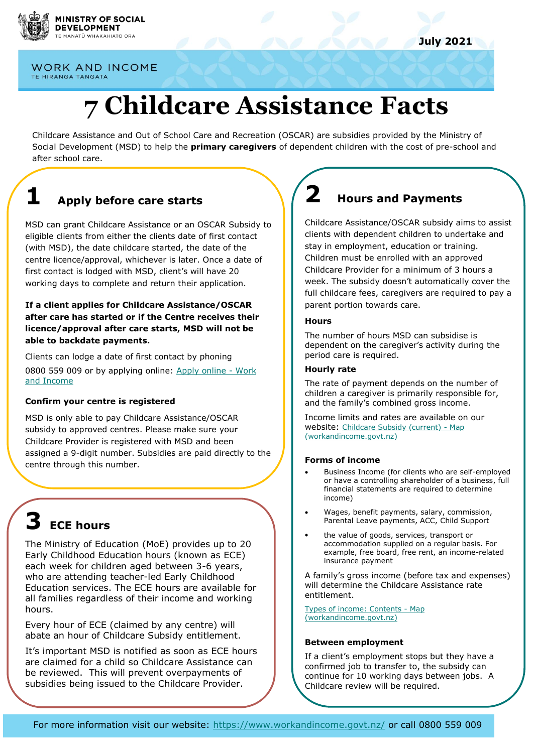MINISTRY OF SOCIAL DEVELOPMENT
TE MANATŪ WHAKAHIATO ORA

July 2021

WORK AND INCOME
TE HIRANGA TANGATA

# 7 Childcare Assistance Facts

Childcare Assistance and Out of School Care and Recreation (OSCAR) are subsidies provided by the Ministry of Social Development (MSD) to help the **primary caregivers** of dependent children with the cost of pre-school and after school care.

## 1 Apply before care starts

MSD can grant Childcare Assistance or an OSCAR Subsidy to eligible clients from either the clients date of first contact (with MSD), the date childcare started, the date of the centre licence/approval, whichever is later. Once a date of first contact is lodged with MSD, client's will have 20 working days to complete and return their application.

**If a client applies for Childcare Assistance/OSCAR after care has started or if the Centre receives their licence/approval after care starts, MSD will not be able to backdate payments.**

Clients can lodge a date of first contact by phoning 0800 559 009 or by applying online: Apply online - Work and Income

### Confirm your centre is registered

MSD is only able to pay Childcare Assistance/OSCAR subsidy to approved centres. Please make sure your Childcare Provider is registered with MSD and been assigned a 9-digit number. Subsidies are paid directly to the centre through this number.

## 2 Hours and Payments

Childcare Assistance/OSCAR subsidy aims to assist clients with dependent children to undertake and stay in employment, education or training. Children must be enrolled with an approved Childcare Provider for a minimum of 3 hours a week. The subsidy doesn't automatically cover the full childcare fees, caregivers are required to pay a parent portion towards care.

### Hours

The number of hours MSD can subsidise is dependent on the caregiver's activity during the period care is required.

### Hourly rate

The rate of payment depends on the number of children a caregiver is primarily responsible for, and the family's combined gross income.

Income limits and rates are available on our website: Childcare Subsidy (current) - Map (workandincome.govt.nz)

### Forms of income

- Business Income (for clients who are self-employed or have a controlling shareholder of a business, full financial statements are required to determine income)
- Wages, benefit payments, salary, commission, Parental Leave payments, ACC, Child Support
- the value of goods, services, transport or accommodation supplied on a regular basis. For example, free board, free rent, an income-related insurance payment

A family's gross income (before tax and expenses) will determine the Childcare Assistance rate entitlement.

Types of income: Contents - Map (workandincome.govt.nz)

### Between employment

If a client's employment stops but they have a confirmed job to transfer to, the subsidy can continue for 10 working days between jobs. A Childcare review will be required.

## 3 ECE hours

The Ministry of Education (MoE) provides up to 20 Early Childhood Education hours (known as ECE) each week for children aged between 3-6 years, who are attending teacher-led Early Childhood Education services. The ECE hours are available for all families regardless of their income and working hours.

Every hour of ECE (claimed by any centre) will abate an hour of Childcare Subsidy entitlement.

It's important MSD is notified as soon as ECE hours are claimed for a child so Childcare Assistance can be reviewed. This will prevent overpayments of subsidies being issued to the Childcare Provider.

For more information visit our website: https://www.workandincome.govt.nz/ or call 0800 559 009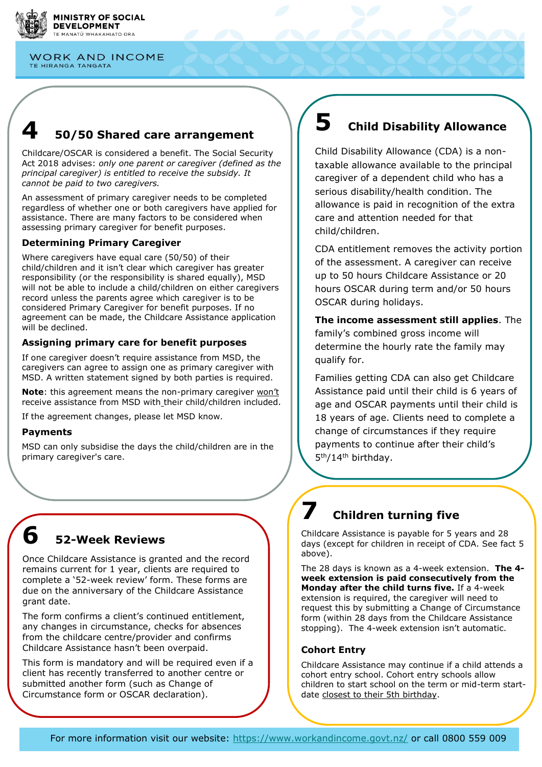## 4 50/50 Shared care arrangement

Childcare/OSCAR is considered a benefit. The Social Security Act 2018 advises: *only one parent or caregiver (defined as the principal caregiver) is entitled to receive the subsidy. It cannot be paid to two caregivers.*

An assessment of primary caregiver needs to be completed regardless of whether one or both caregivers have applied for assistance. There are many factors to be considered when assessing primary caregiver for benefit purposes.

### Determining Primary Caregiver

Where caregivers have equal care (50/50) of their child/children and it isn't clear which caregiver has greater responsibility (or the responsibility is shared equally), MSD will not be able to include a child/children on either caregivers record unless the parents agree which caregiver is to be considered Primary Caregiver for benefit purposes. If no agreement can be made, the Childcare Assistance application will be declined.

### Assigning primary care for benefit purposes

If one caregiver doesn't require assistance from MSD, the caregivers can agree to assign one as primary caregiver with MSD. A written statement signed by both parties is required.

**Note**: this agreement means the non-primary caregiver won't receive assistance from MSD with their child/children included.

If the agreement changes, please let MSD know.

### Payments

MSD can only subsidise the days the child/children are in the primary caregiver's care.

## 5 Child Disability Allowance

Child Disability Allowance (CDA) is a non-taxable allowance available to the principal caregiver of a dependent child who has a serious disability/health condition. The allowance is paid in recognition of the extra care and attention needed for that child/children.

CDA entitlement removes the activity portion of the assessment. A caregiver can receive up to 50 hours Childcare Assistance or 20 hours OSCAR during term and/or 50 hours OSCAR during holidays.

**The income assessment still applies**. The family's combined gross income will determine the hourly rate the family may qualify for.

Families getting CDA can also get Childcare Assistance paid until their child is 6 years of age and OSCAR payments until their child is 18 years of age. Clients need to complete a change of circumstances if they require payments to continue after their child's 5th/14th birthday.

## 6 52-Week Reviews

Once Childcare Assistance is granted and the record remains current for 1 year, clients are required to complete a '52-week review' form. These forms are due on the anniversary of the Childcare Assistance grant date.

The form confirms a client's continued entitlement, any changes in circumstance, checks for absences from the childcare centre/provider and confirms Childcare Assistance hasn't been overpaid.

This form is mandatory and will be required even if a client has recently transferred to another centre or submitted another form (such as Change of Circumstance form or OSCAR declaration).

## 7 Children turning five

Childcare Assistance is payable for 5 years and 28 days (except for children in receipt of CDA. See fact 5 above).

The 28 days is known as a 4-week extension. **The 4-week extension is paid consecutively from the Monday after the child turns five.** If a 4-week extension is required, the caregiver will need to request this by submitting a Change of Circumstance form (within 28 days from the Childcare Assistance stopping). The 4-week extension isn't automatic.

### Cohort Entry

Childcare Assistance may continue if a child attends a cohort entry school. Cohort entry schools allow children to start school on the term or mid-term start-date closest to their 5th birthday.

For more information visit our website: https://www.workandincome.govt.nz/ or call 0800 559 009